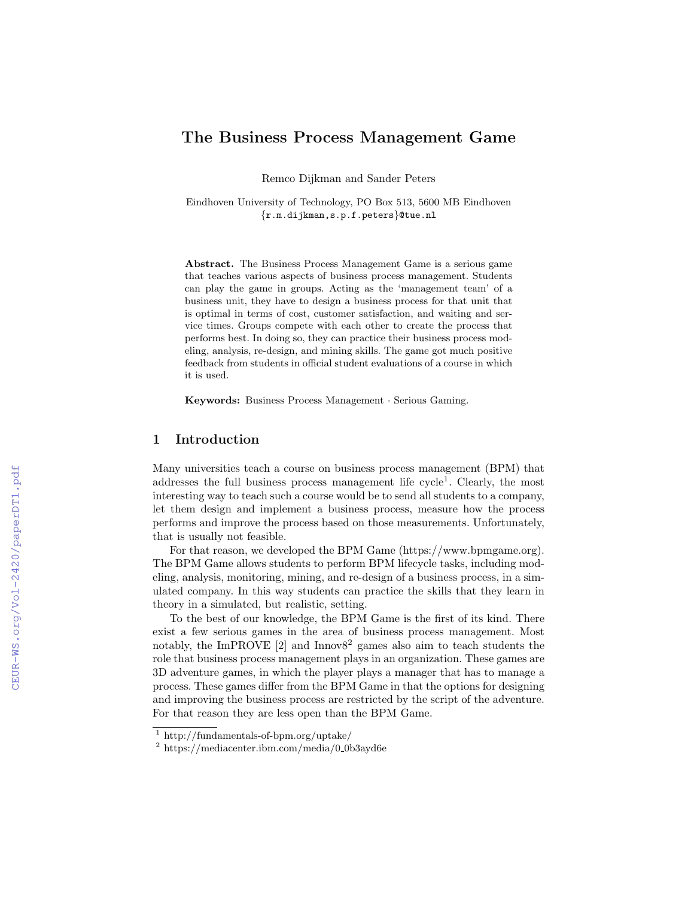# The Business Process Management Game

Remco Dijkman and Sander Peters

Eindhoven University of Technology, PO Box 513, 5600 MB Eindhoven
{r.m.dijkman,s.p.f.peters}@tue.nl

**Abstract.** The Business Process Management Game is a serious game that teaches various aspects of business process management. Students can play the game in groups. Acting as the 'management team' of a business unit, they have to design a business process for that unit that is optimal in terms of cost, customer satisfaction, and waiting and service times. Groups compete with each other to create the process that performs best. In doing so, they can practice their business process modeling, analysis, re-design, and mining skills. The game got much positive feedback from students in official student evaluations of a course in which it is used.

**Keywords:** Business Process Management · Serious Gaming.

## 1 Introduction

Many universities teach a course on business process management (BPM) that addresses the full business process management life cycle[1]. Clearly, the most interesting way to teach such a course would be to send all students to a company, let them design and implement a business process, measure how the process performs and improve the process based on those measurements. Unfortunately, that is usually not feasible.

For that reason, we developed the BPM Game (https://www.bpmgame.org). The BPM Game allows students to perform BPM lifecycle tasks, including modeling, analysis, monitoring, mining, and re-design of a business process, in a simulated company. In this way students can practice the skills that they learn in theory in a simulated, but realistic, setting.

To the best of our knowledge, the BPM Game is the first of its kind. There exist a few serious games in the area of business process management. Most notably, the ImPROVE [2] and Innov8[2] games also aim to teach students the role that business process management plays in an organization. These games are 3D adventure games, in which the player plays a manager that has to manage a process. These games differ from the BPM Game in that the options for designing and improving the business process are restricted by the script of the adventure. For that reason they are less open than the BPM Game.

[1] http://fundamentals-of-bpm.org/uptake/

[2] https://mediacenter.ibm.com/media/0_0b3ayd6e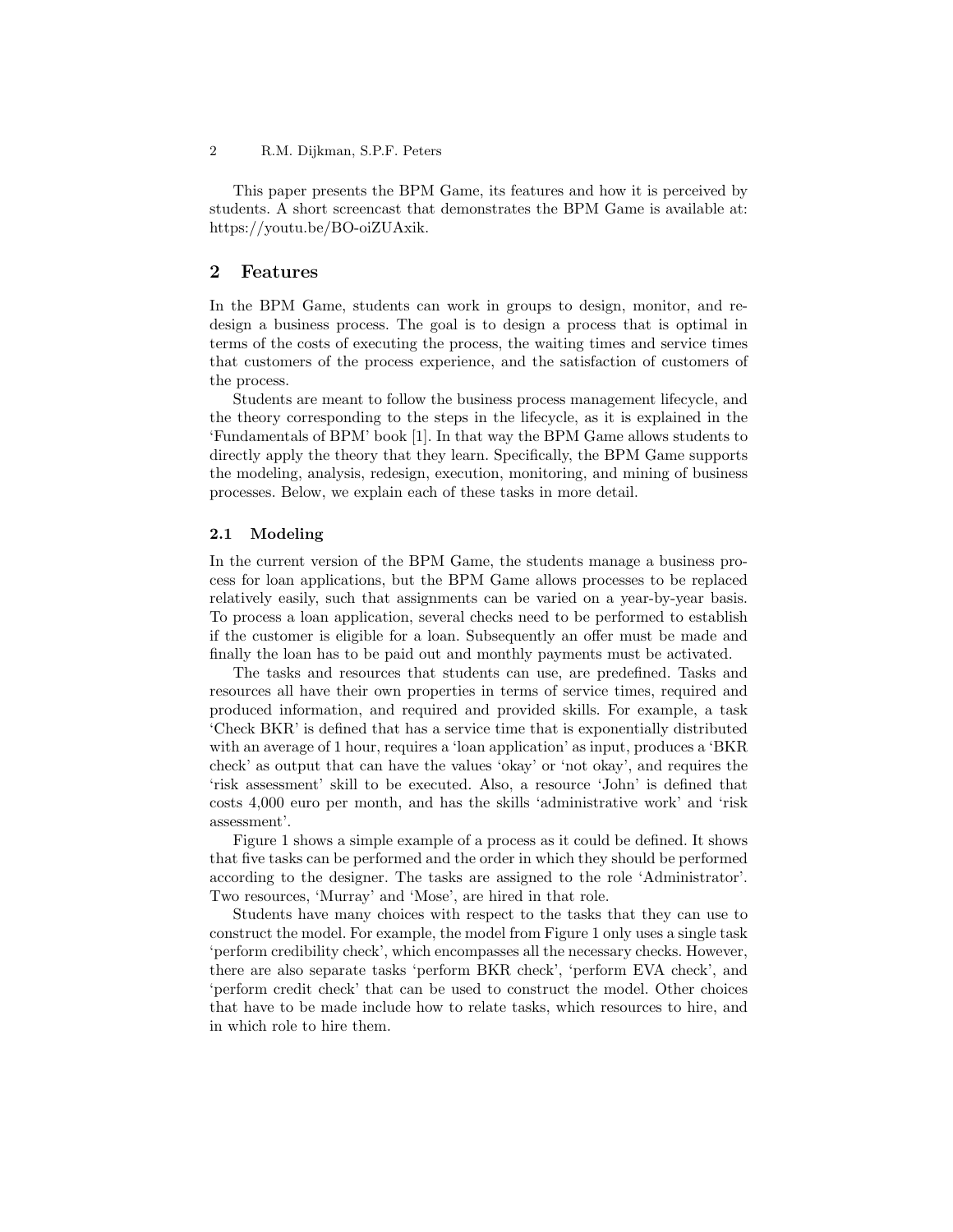This paper presents the BPM Game, its features and how it is perceived by students. A short screencast that demonstrates the BPM Game is available at: https://youtu.be/BO-oiZUAxik.

## 2 Features

In the BPM Game, students can work in groups to design, monitor, and redesign a business process. The goal is to design a process that is optimal in terms of the costs of executing the process, the waiting times and service times that customers of the process experience, and the satisfaction of customers of the process.

Students are meant to follow the business process management lifecycle, and the theory corresponding to the steps in the lifecycle, as it is explained in the 'Fundamentals of BPM' book [1]. In that way the BPM Game allows students to directly apply the theory that they learn. Specifically, the BPM Game supports the modeling, analysis, redesign, execution, monitoring, and mining of business processes. Below, we explain each of these tasks in more detail.

### 2.1 Modeling

In the current version of the BPM Game, the students manage a business process for loan applications, but the BPM Game allows processes to be replaced relatively easily, such that assignments can be varied on a year-by-year basis. To process a loan application, several checks need to be performed to establish if the customer is eligible for a loan. Subsequently an offer must be made and finally the loan has to be paid out and monthly payments must be activated.

The tasks and resources that students can use, are predefined. Tasks and resources all have their own properties in terms of service times, required and produced information, and required and provided skills. For example, a task 'Check BKR' is defined that has a service time that is exponentially distributed with an average of 1 hour, requires a 'loan application' as input, produces a 'BKR check' as output that can have the values 'okay' or 'not okay', and requires the 'risk assessment' skill to be executed. Also, a resource 'John' is defined that costs 4,000 euro per month, and has the skills 'administrative work' and 'risk assessment'.

Figure 1 shows a simple example of a process as it could be defined. It shows that five tasks can be performed and the order in which they should be performed according to the designer. The tasks are assigned to the role 'Administrator'. Two resources, 'Murray' and 'Mose', are hired in that role.

Students have many choices with respect to the tasks that they can use to construct the model. For example, the model from Figure 1 only uses a single task 'perform credibility check', which encompasses all the necessary checks. However, there are also separate tasks 'perform BKR check', 'perform EVA check', and 'perform credit check' that can be used to construct the model. Other choices that have to be made include how to relate tasks, which resources to hire, and in which role to hire them.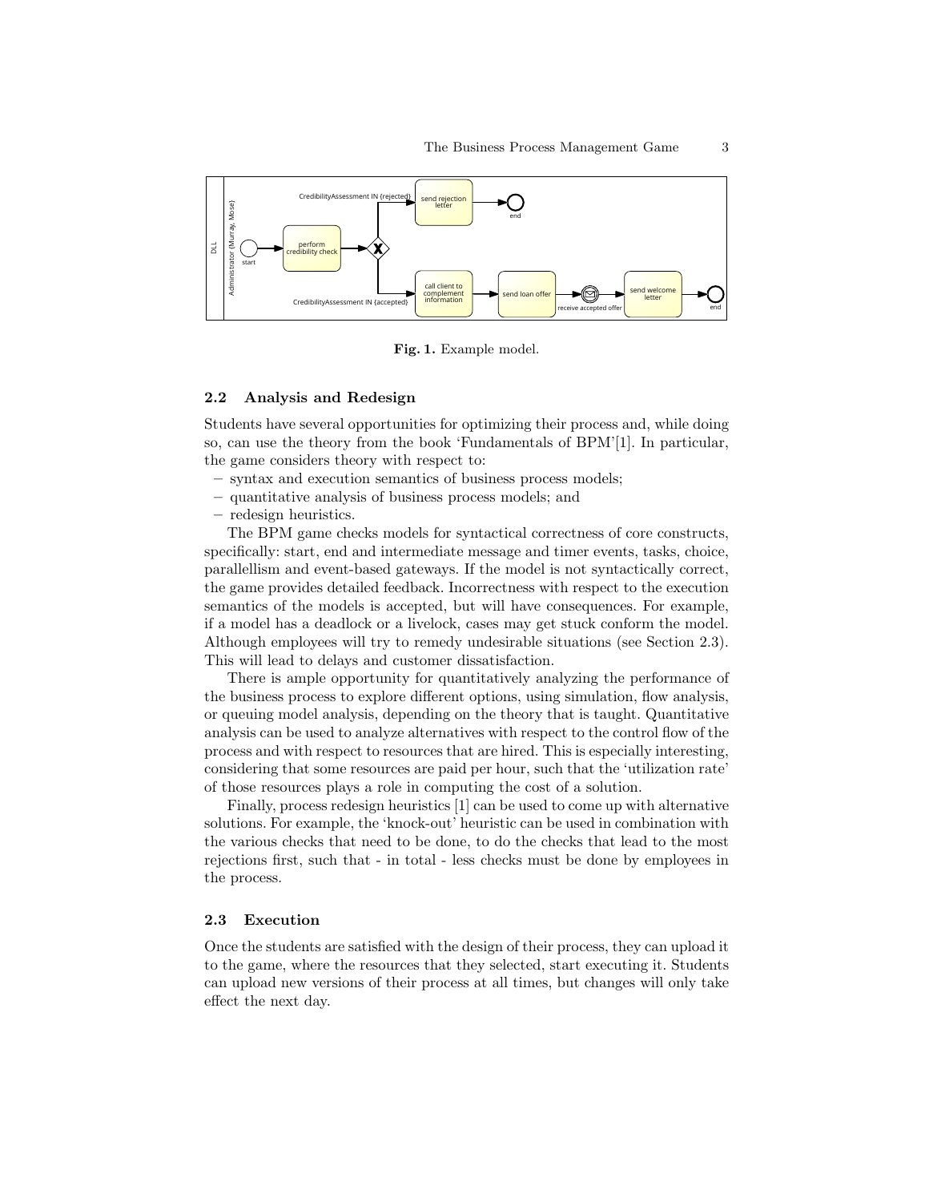Fig. 1. Example model.

### 2.2 Analysis and Redesign

Students have several opportunities for optimizing their process and, while doing so, can use the theory from the book 'Fundamentals of BPM'[1]. In particular, the game considers theory with respect to:

- syntax and execution semantics of business process models;
- quantitative analysis of business process models; and
- redesign heuristics.

The BPM game checks models for syntactical correctness of core constructs, specifically: start, end and intermediate message and timer events, tasks, choice, parallellism and event-based gateways. If the model is not syntactically correct, the game provides detailed feedback. Incorrectness with respect to the execution semantics of the models is accepted, but will have consequences. For example, if a model has a deadlock or a livelock, cases may get stuck conform the model. Although employees will try to remedy undesirable situations (see Section 2.3). This will lead to delays and customer dissatisfaction.

There is ample opportunity for quantitatively analyzing the performance of the business process to explore different options, using simulation, flow analysis, or queuing model analysis, depending on the theory that is taught. Quantitative analysis can be used to analyze alternatives with respect to the control flow of the process and with respect to resources that are hired. This is especially interesting, considering that some resources are paid per hour, such that the 'utilization rate' of those resources plays a role in computing the cost of a solution.

Finally, process redesign heuristics [1] can be used to come up with alternative solutions. For example, the 'knock-out' heuristic can be used in combination with the various checks that need to be done, to do the checks that lead to the most rejections first, such that - in total - less checks must be done by employees in the process.

### 2.3 Execution

Once the students are satisfied with the design of their process, they can upload it to the game, where the resources that they selected, start executing it. Students can upload new versions of their process at all times, but changes will only take effect the next day.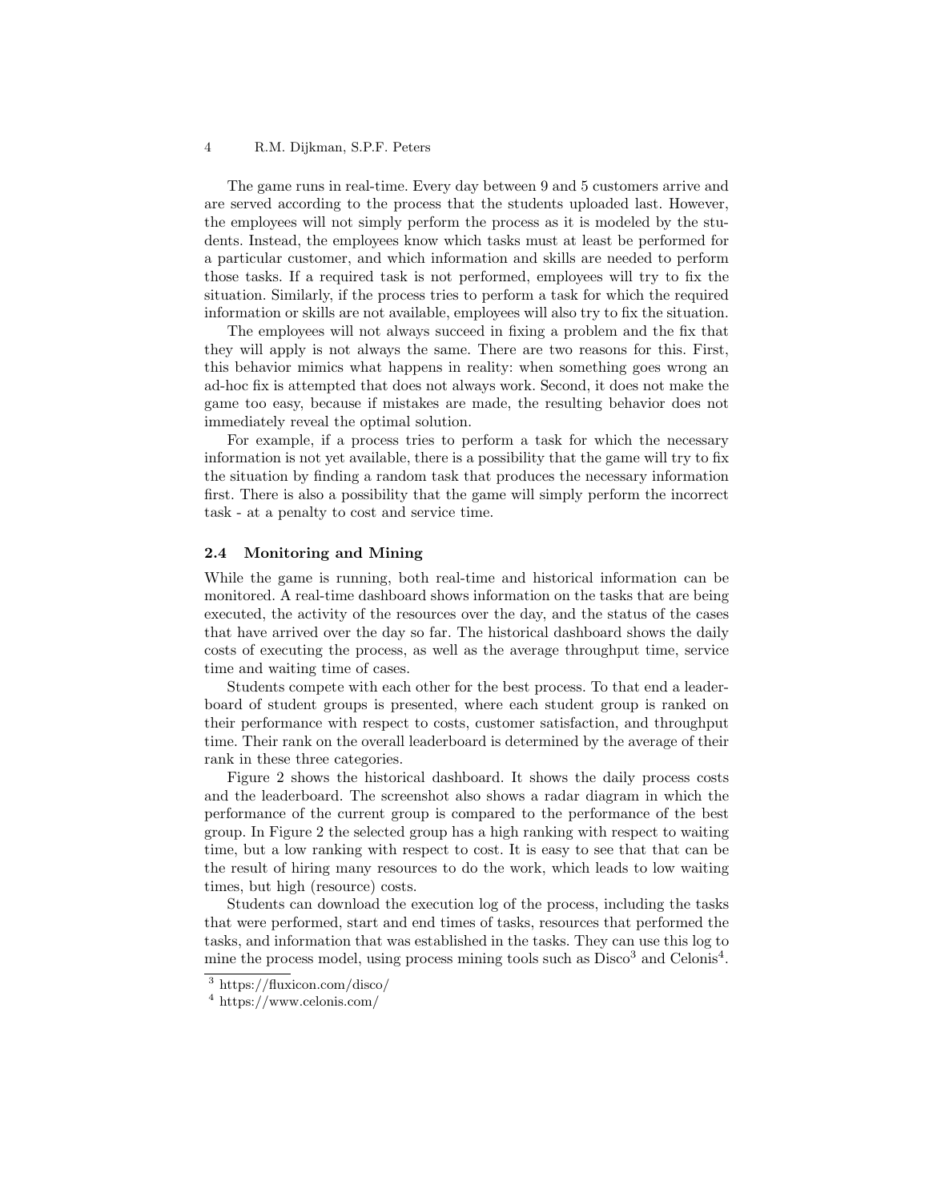The game runs in real-time. Every day between 9 and 5 customers arrive and are served according to the process that the students uploaded last. However, the employees will not simply perform the process as it is modeled by the students. Instead, the employees know which tasks must at least be performed for a particular customer, and which information and skills are needed to perform those tasks. If a required task is not performed, employees will try to fix the situation. Similarly, if the process tries to perform a task for which the required information or skills are not available, employees will also try to fix the situation.

The employees will not always succeed in fixing a problem and the fix that they will apply is not always the same. There are two reasons for this. First, this behavior mimics what happens in reality: when something goes wrong an ad-hoc fix is attempted that does not always work. Second, it does not make the game too easy, because if mistakes are made, the resulting behavior does not immediately reveal the optimal solution.

For example, if a process tries to perform a task for which the necessary information is not yet available, there is a possibility that the game will try to fix the situation by finding a random task that produces the necessary information first. There is also a possibility that the game will simply perform the incorrect task - at a penalty to cost and service time.

### 2.4 Monitoring and Mining

While the game is running, both real-time and historical information can be monitored. A real-time dashboard shows information on the tasks that are being executed, the activity of the resources over the day, and the status of the cases that have arrived over the day so far. The historical dashboard shows the daily costs of executing the process, as well as the average throughput time, service time and waiting time of cases.

Students compete with each other for the best process. To that end a leaderboard of student groups is presented, where each student group is ranked on their performance with respect to costs, customer satisfaction, and throughput time. Their rank on the overall leaderboard is determined by the average of their rank in these three categories.

Figure 2 shows the historical dashboard. It shows the daily process costs and the leaderboard. The screenshot also shows a radar diagram in which the performance of the current group is compared to the performance of the best group. In Figure 2 the selected group has a high ranking with respect to waiting time, but a low ranking with respect to cost. It is easy to see that that can be the result of hiring many resources to do the work, which leads to low waiting times, but high (resource) costs.

Students can download the execution log of the process, including the tasks that were performed, start and end times of tasks, resources that performed the tasks, and information that was established in the tasks. They can use this log to mine the process model, using process mining tools such as Disco[3] and Celonis[4].

[3] https://fluxicon.com/disco/

[4] https://www.celonis.com/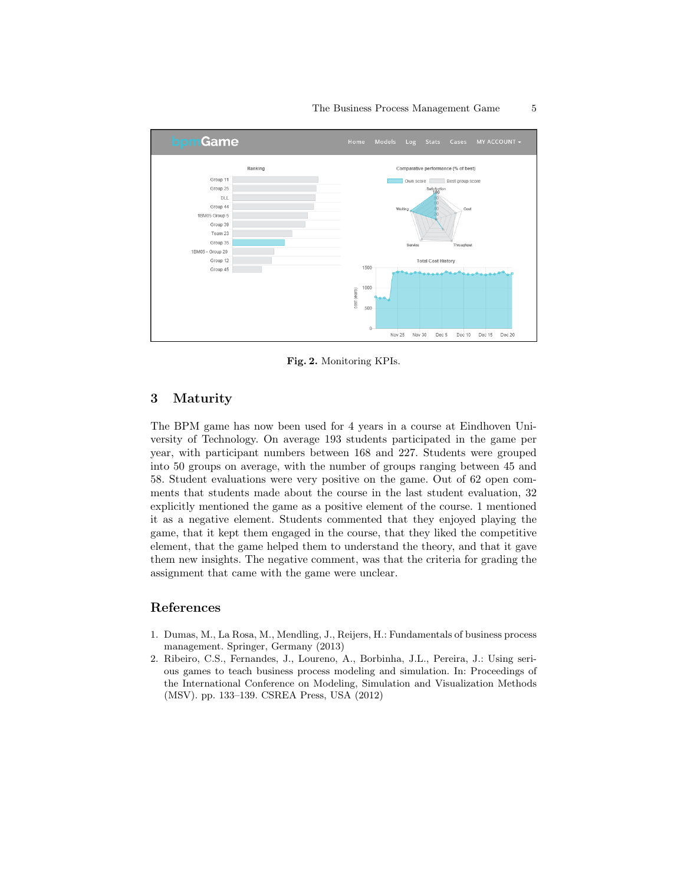bpmGame

Home Models Log Stats Cases MY ACCOUNT

Ranking

Group 11
Group 25
DLL
Group 44
1BM05 Group 5
Group 39
Team 23
Group 35
1BM05 - Group 29
Group 12
Group 45

Comparative performance (% of best)

Own score Best group score

Satisfaction
Cost
Throughput
Service
Waiting

Total Cost History

1500
1000
500
0

cost (euro)

Nov 25 Nov 30 Dec 5 Dec 10 Dec 15 Dec 20

**Fig. 2.** Monitoring KPIs.

## 3 Maturity

The BPM game has now been used for 4 years in a course at Eindhoven University of Technology. On average 193 students participated in the game per year, with participant numbers between 168 and 227. Students were grouped into 50 groups on average, with the number of groups ranging between 45 and 58. Student evaluations were very positive on the game. Out of 62 open comments that students made about the course in the last student evaluation, 32 explicitly mentioned the game as a positive element of the course. 1 mentioned it as a negative element. Students commented that they enjoyed playing the game, that it kept them engaged in the course, that they liked the competitive element, that the game helped them to understand the theory, and that it gave them new insights. The negative comment, was that the criteria for grading the assignment that came with the game were unclear.

## References

1. Dumas, M., La Rosa, M., Mendling, J., Reijers, H.: Fundamentals of business process management. Springer, Germany (2013)
2. Ribeiro, C.S., Fernandes, J., Loureno, A., Borbinha, J.L., Pereira, J.: Using serious games to teach business process modeling and simulation. In: Proceedings of the International Conference on Modeling, Simulation and Visualization Methods (MSV). pp. 133–139. CSREA Press, USA (2012)